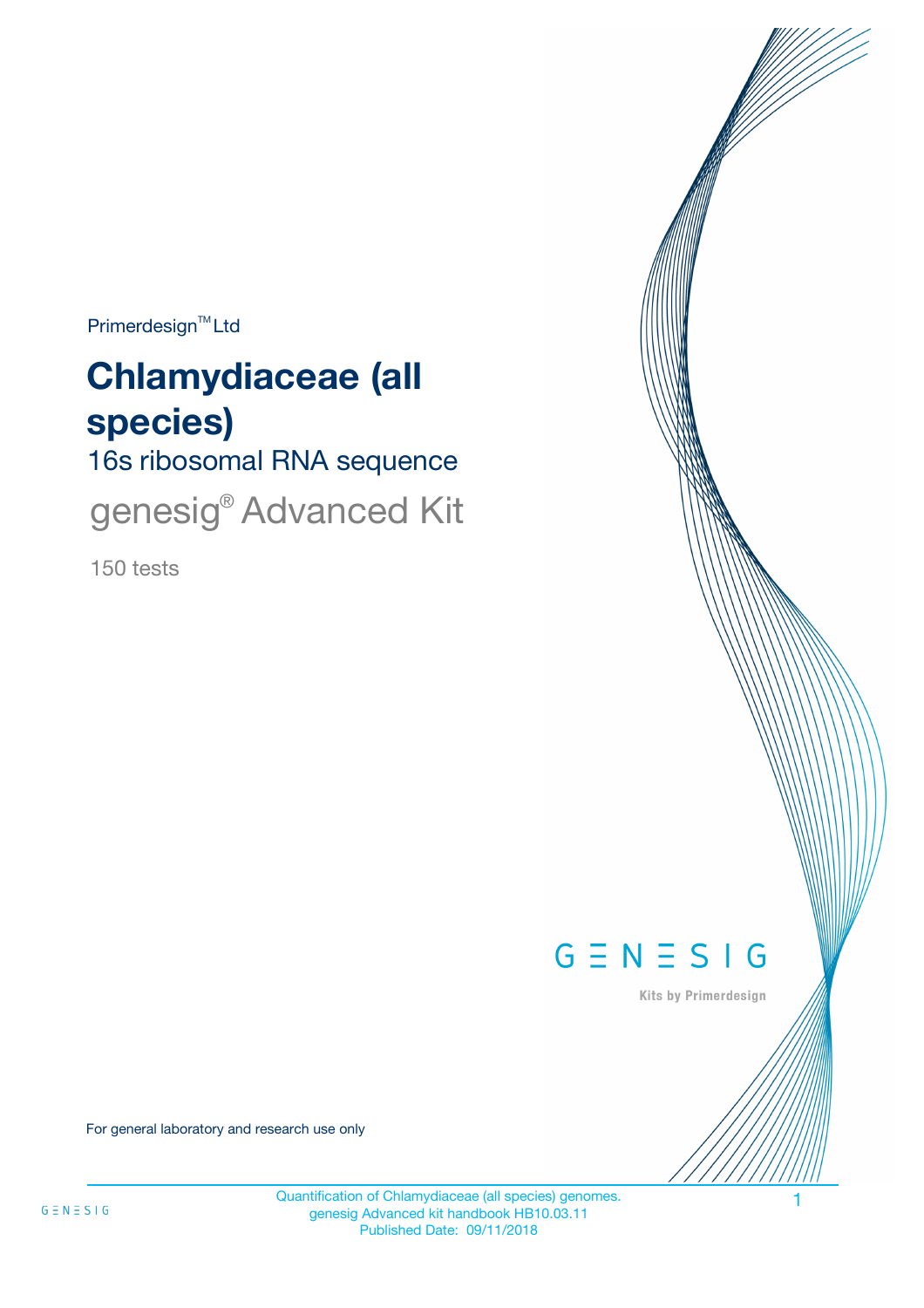Primerdesign™ Ltd

# Chlamydiaceae (all species)

## 16s ribosomal RNA sequence

genesig® Advanced Kit

150 tests

GENESIG

Kits by Primerdesign

For general laboratory and research use only

Quantification of Chlamydiaceae (all species) genomes.
genesig Advanced kit handbook HB10.03.11
Published Date: 09/11/2018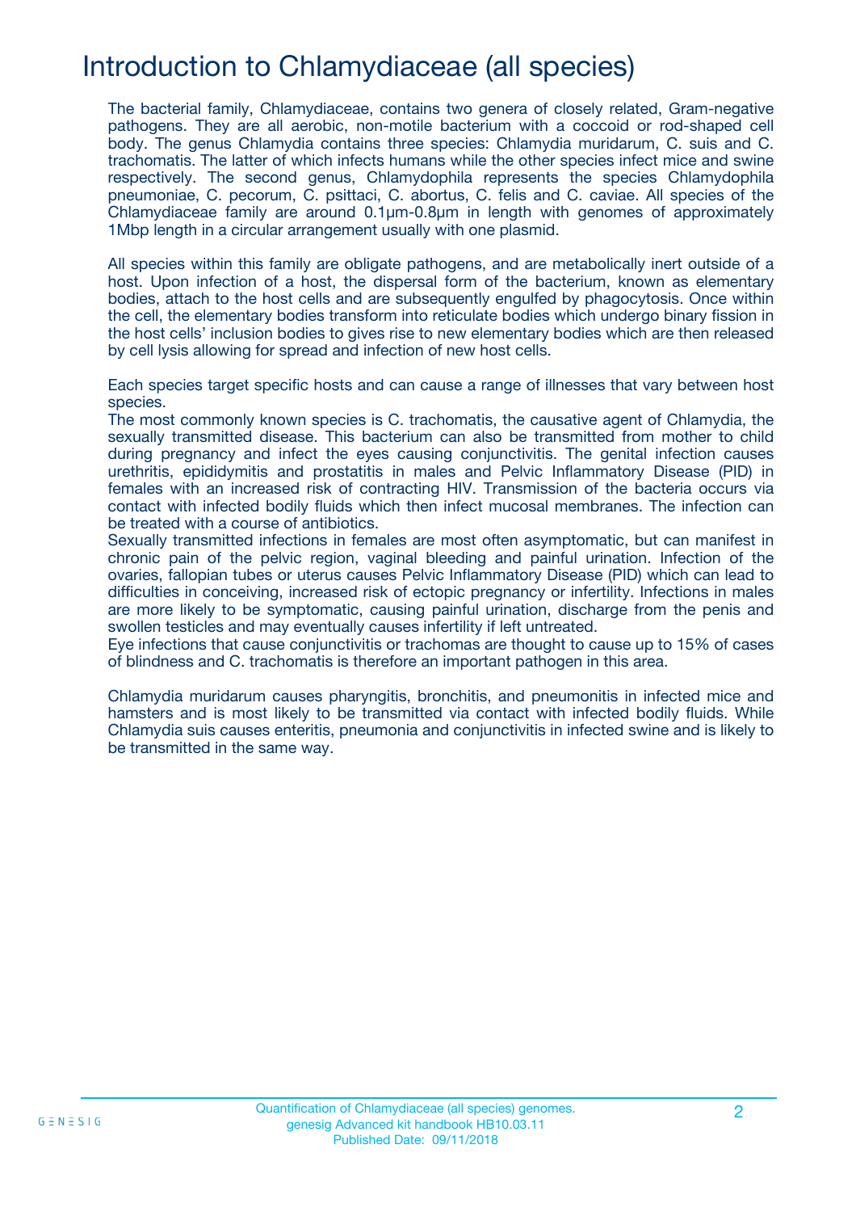# Introduction to Chlamydiaceae (all species)

The bacterial family, Chlamydiaceae, contains two genera of closely related, Gram-negative pathogens. They are all aerobic, non-motile bacterium with a coccoid or rod-shaped cell body. The genus Chlamydia contains three species: Chlamydia muridarum, C. suis and C. trachomatis. The latter of which infects humans while the other species infect mice and swine respectively. The second genus, Chlamydophila represents the species Chlamydophila pneumoniae, C. pecorum, C. psittaci, C. abortus, C. felis and C. caviae. All species of the Chlamydiaceae family are around 0.1µm-0.8µm in length with genomes of approximately 1Mbp length in a circular arrangement usually with one plasmid.

All species within this family are obligate pathogens, and are metabolically inert outside of a host. Upon infection of a host, the dispersal form of the bacterium, known as elementary bodies, attach to the host cells and are subsequently engulfed by phagocytosis. Once within the cell, the elementary bodies transform into reticulate bodies which undergo binary fission in the host cells' inclusion bodies to gives rise to new elementary bodies which are then released by cell lysis allowing for spread and infection of new host cells.

Each species target specific hosts and can cause a range of illnesses that vary between host species.
The most commonly known species is C. trachomatis, the causative agent of Chlamydia, the sexually transmitted disease. This bacterium can also be transmitted from mother to child during pregnancy and infect the eyes causing conjunctivitis. The genital infection causes urethritis, epididymitis and prostatitis in males and Pelvic Inflammatory Disease (PID) in females with an increased risk of contracting HIV. Transmission of the bacteria occurs via contact with infected bodily fluids which then infect mucosal membranes. The infection can be treated with a course of antibiotics.
Sexually transmitted infections in females are most often asymptomatic, but can manifest in chronic pain of the pelvic region, vaginal bleeding and painful urination. Infection of the ovaries, fallopian tubes or uterus causes Pelvic Inflammatory Disease (PID) which can lead to difficulties in conceiving, increased risk of ectopic pregnancy or infertility. Infections in males are more likely to be symptomatic, causing painful urination, discharge from the penis and swollen testicles and may eventually causes infertility if left untreated.
Eye infections that cause conjunctivitis or trachomas are thought to cause up to 15% of cases of blindness and C. trachomatis is therefore an important pathogen in this area.

Chlamydia muridarum causes pharyngitis, bronchitis, and pneumonitis in infected mice and hamsters and is most likely to be transmitted via contact with infected bodily fluids. While Chlamydia suis causes enteritis, pneumonia and conjunctivitis in infected swine and is likely to be transmitted in the same way.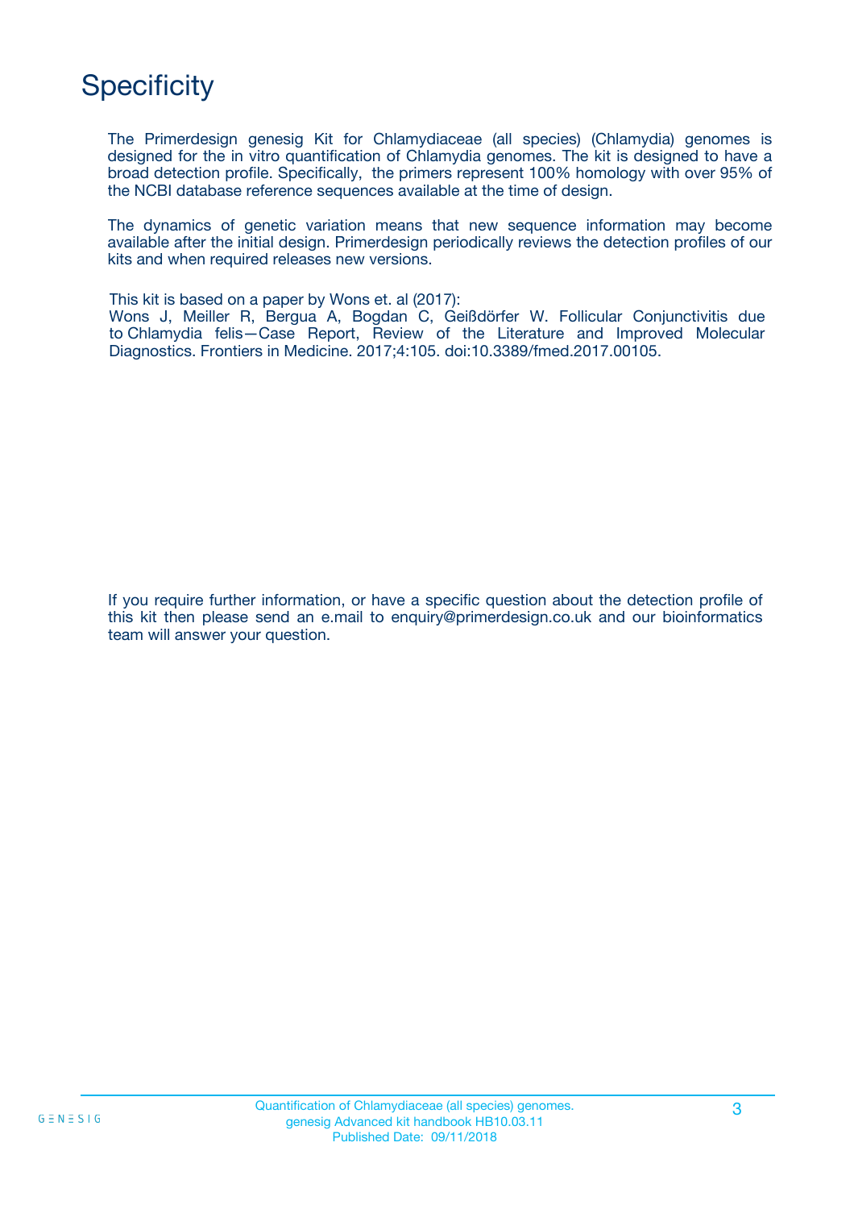# Specificity

The Primerdesign genesig Kit for Chlamydiaceae (all species) (Chlamydia) genomes is designed for the in vitro quantification of Chlamydia genomes. The kit is designed to have a broad detection profile. Specifically, the primers represent 100% homology with over 95% of the NCBI database reference sequences available at the time of design.

The dynamics of genetic variation means that new sequence information may become available after the initial design. Primerdesign periodically reviews the detection profiles of our kits and when required releases new versions.

This kit is based on a paper by Wons et. al (2017):
Wons J, Meiller R, Bergua A, Bogdan C, Geißdörfer W. Follicular Conjunctivitis due to Chlamydia felis—Case Report, Review of the Literature and Improved Molecular Diagnostics. Frontiers in Medicine. 2017;4:105. doi:10.3389/fmed.2017.00105.

If you require further information, or have a specific question about the detection profile of this kit then please send an e.mail to enquiry@primerdesign.co.uk and our bioinformatics team will answer your question.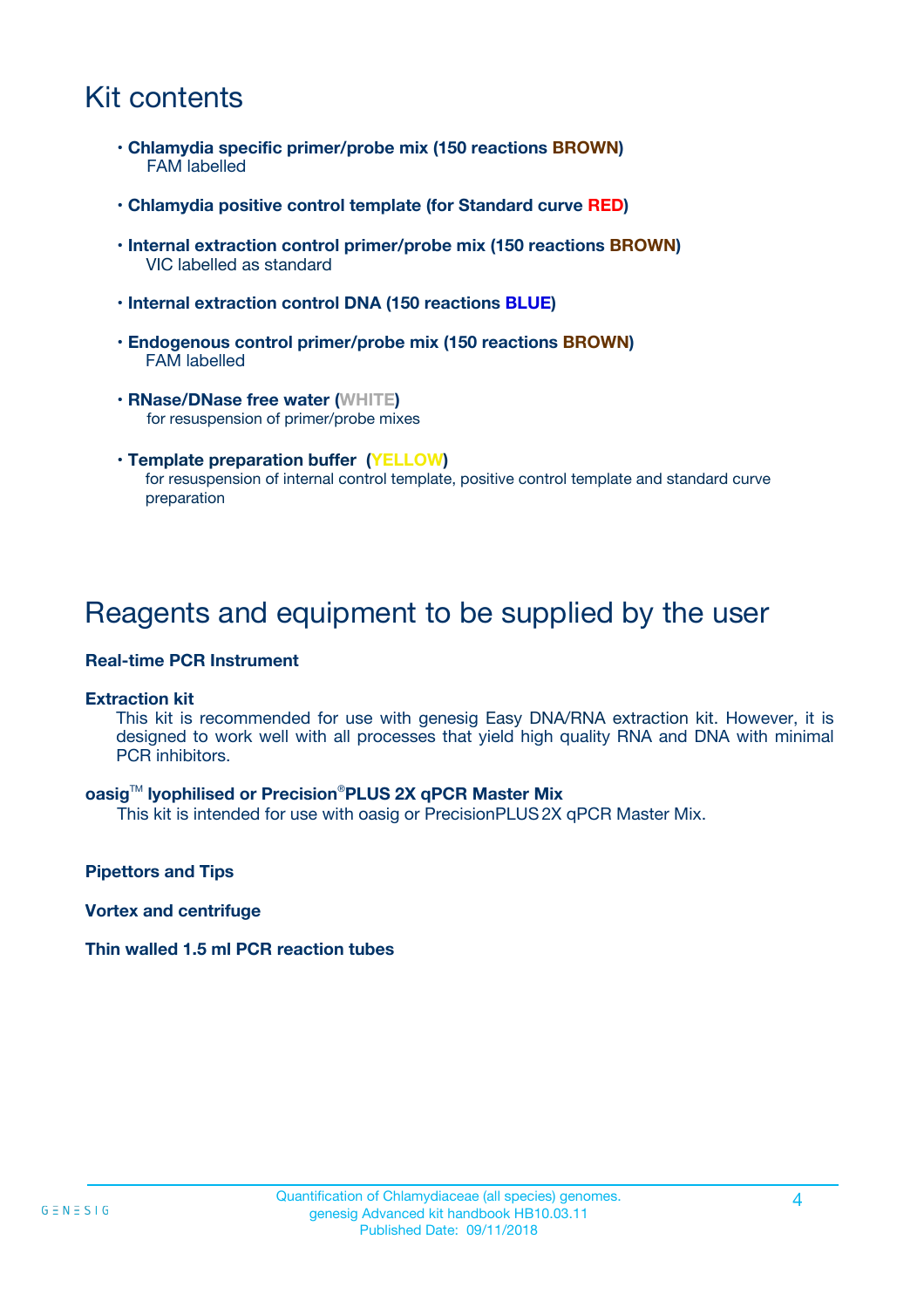# Kit contents

- **Chlamydia specific primer/probe mix (150 reactions BROWN)**
  FAM labelled
- **Chlamydia positive control template (for Standard curve RED)**
- **Internal extraction control primer/probe mix (150 reactions BROWN)**
  VIC labelled as standard
- **Internal extraction control DNA (150 reactions BLUE)**
- **Endogenous control primer/probe mix (150 reactions BROWN)**
  FAM labelled
- **RNase/DNase free water (WHITE)**
  for resuspension of primer/probe mixes
- **Template preparation buffer (YELLOW)**
  for resuspension of internal control template, positive control template and standard curve preparation

# Reagents and equipment to be supplied by the user

**Real-time PCR Instrument**

**Extraction kit**

This kit is recommended for use with genesig Easy DNA/RNA extraction kit. However, it is designed to work well with all processes that yield high quality RNA and DNA with minimal PCR inhibitors.

**oasig™ lyophilised or Precision®PLUS 2X qPCR Master Mix**

This kit is intended for use with oasig or PrecisionPLUS 2X qPCR Master Mix.

**Pipettors and Tips**

**Vortex and centrifuge**

**Thin walled 1.5 ml PCR reaction tubes**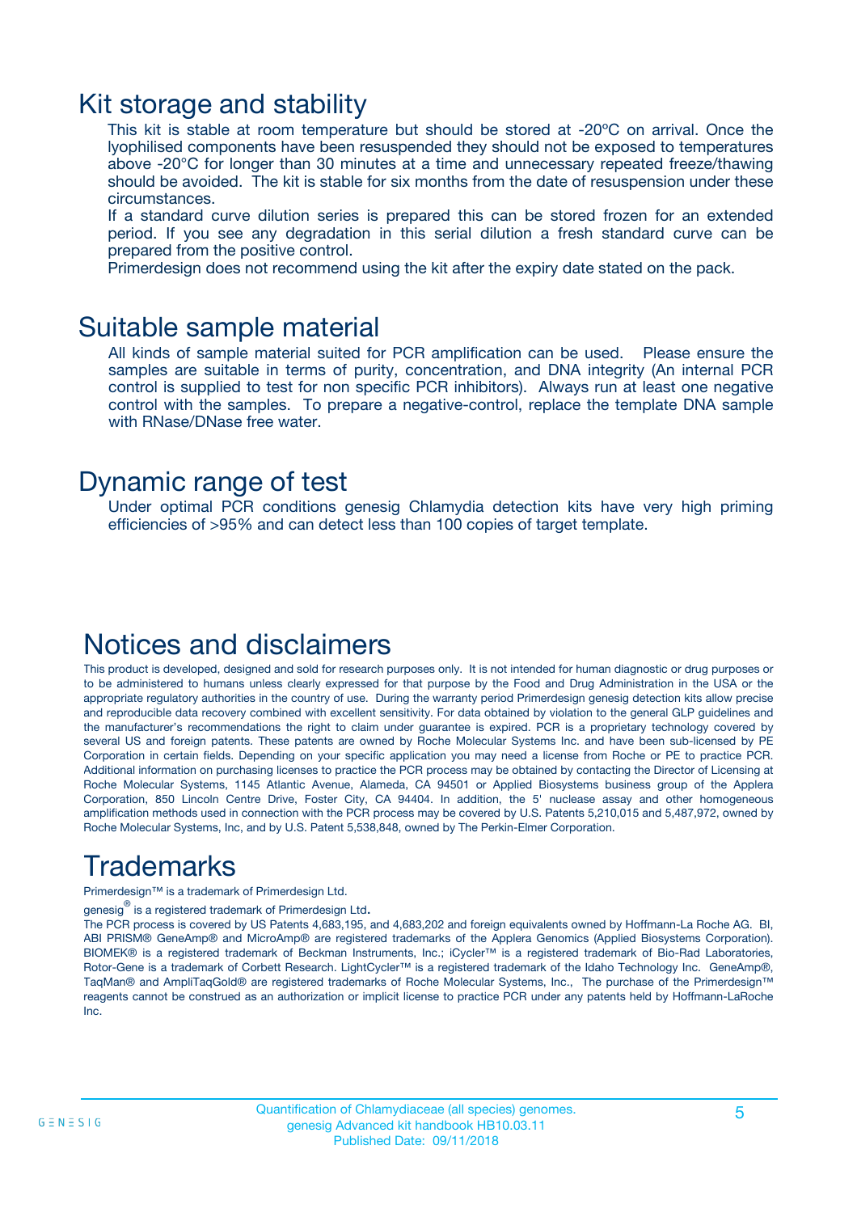# Kit storage and stability

This kit is stable at room temperature but should be stored at -20ºC on arrival. Once the lyophilised components have been resuspended they should not be exposed to temperatures above -20°C for longer than 30 minutes at a time and unnecessary repeated freeze/thawing should be avoided. The kit is stable for six months from the date of resuspension under these circumstances.

If a standard curve dilution series is prepared this can be stored frozen for an extended period. If you see any degradation in this serial dilution a fresh standard curve can be prepared from the positive control.

Primerdesign does not recommend using the kit after the expiry date stated on the pack.

# Suitable sample material

All kinds of sample material suited for PCR amplification can be used. Please ensure the samples are suitable in terms of purity, concentration, and DNA integrity (An internal PCR control is supplied to test for non specific PCR inhibitors). Always run at least one negative control with the samples. To prepare a negative-control, replace the template DNA sample with RNase/DNase free water.

# Dynamic range of test

Under optimal PCR conditions genesig Chlamydia detection kits have very high priming efficiencies of >95% and can detect less than 100 copies of target template.

# Notices and disclaimers

This product is developed, designed and sold for research purposes only. It is not intended for human diagnostic or drug purposes or to be administered to humans unless clearly expressed for that purpose by the Food and Drug Administration in the USA or the appropriate regulatory authorities in the country of use. During the warranty period Primerdesign genesig detection kits allow precise and reproducible data recovery combined with excellent sensitivity. For data obtained by violation to the general GLP guidelines and the manufacturer's recommendations the right to claim under guarantee is expired. PCR is a proprietary technology covered by several US and foreign patents. These patents are owned by Roche Molecular Systems Inc. and have been sub-licensed by PE Corporation in certain fields. Depending on your specific application you may need a license from Roche or PE to practice PCR. Additional information on purchasing licenses to practice the PCR process may be obtained by contacting the Director of Licensing at Roche Molecular Systems, 1145 Atlantic Avenue, Alameda, CA 94501 or Applied Biosystems business group of the Applera Corporation, 850 Lincoln Centre Drive, Foster City, CA 94404. In addition, the 5' nuclease assay and other homogeneous amplification methods used in connection with the PCR process may be covered by U.S. Patents 5,210,015 and 5,487,972, owned by Roche Molecular Systems, Inc, and by U.S. Patent 5,538,848, owned by The Perkin-Elmer Corporation.

# Trademarks

Primerdesign™ is a trademark of Primerdesign Ltd.

genesig® is a registered trademark of Primerdesign Ltd.

The PCR process is covered by US Patents 4,683,195, and 4,683,202 and foreign equivalents owned by Hoffmann-La Roche AG. BI, ABI PRISM® GeneAmp® and MicroAmp® are registered trademarks of the Applera Genomics (Applied Biosystems Corporation). BIOMEK® is a registered trademark of Beckman Instruments, Inc.; iCycler™ is a registered trademark of Bio-Rad Laboratories, Rotor-Gene is a trademark of Corbett Research. LightCycler™ is a registered trademark of the Idaho Technology Inc. GeneAmp®, TaqMan® and AmpliTaqGold® are registered trademarks of Roche Molecular Systems, Inc., The purchase of the Primerdesign™ reagents cannot be construed as an authorization or implicit license to practice PCR under any patents held by Hoffmann-LaRoche Inc.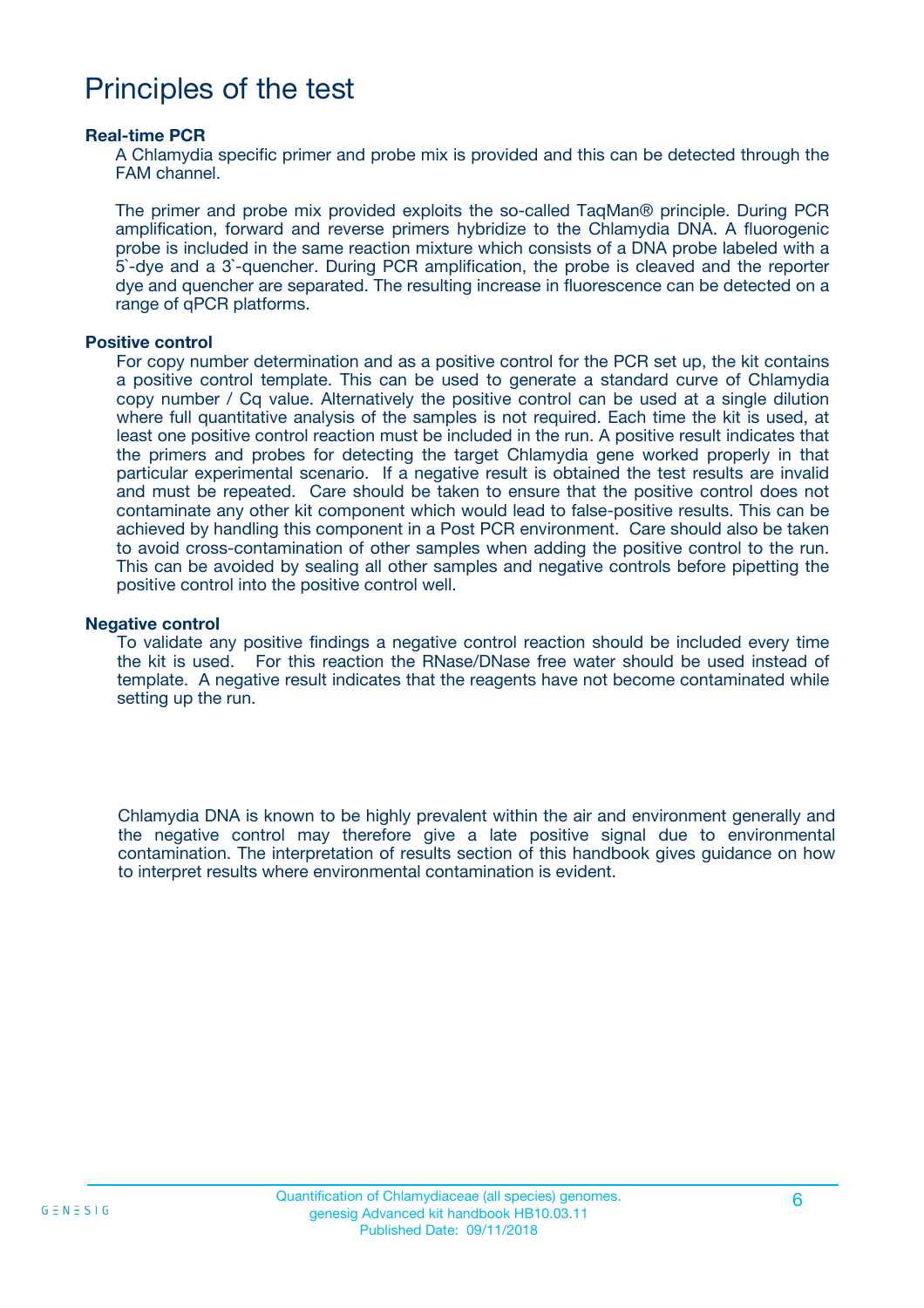# Principles of the test

### Real-time PCR

A Chlamydia specific primer and probe mix is provided and this can be detected through the FAM channel.

The primer and probe mix provided exploits the so-called TaqMan® principle. During PCR amplification, forward and reverse primers hybridize to the Chlamydia DNA. A fluorogenic probe is included in the same reaction mixture which consists of a DNA probe labeled with a 5`-dye and a 3`-quencher. During PCR amplification, the probe is cleaved and the reporter dye and quencher are separated. The resulting increase in fluorescence can be detected on a range of qPCR platforms.

### Positive control

For copy number determination and as a positive control for the PCR set up, the kit contains a positive control template. This can be used to generate a standard curve of Chlamydia copy number / Cq value. Alternatively the positive control can be used at a single dilution where full quantitative analysis of the samples is not required. Each time the kit is used, at least one positive control reaction must be included in the run. A positive result indicates that the primers and probes for detecting the target Chlamydia gene worked properly in that particular experimental scenario. If a negative result is obtained the test results are invalid and must be repeated. Care should be taken to ensure that the positive control does not contaminate any other kit component which would lead to false-positive results. This can be achieved by handling this component in a Post PCR environment. Care should also be taken to avoid cross-contamination of other samples when adding the positive control to the run. This can be avoided by sealing all other samples and negative controls before pipetting the positive control into the positive control well.

### Negative control

To validate any positive findings a negative control reaction should be included every time the kit is used. For this reaction the RNase/DNase free water should be used instead of template. A negative result indicates that the reagents have not become contaminated while setting up the run.

Chlamydia DNA is known to be highly prevalent within the air and environment generally and the negative control may therefore give a late positive signal due to environmental contamination. The interpretation of results section of this handbook gives guidance on how to interpret results where environmental contamination is evident.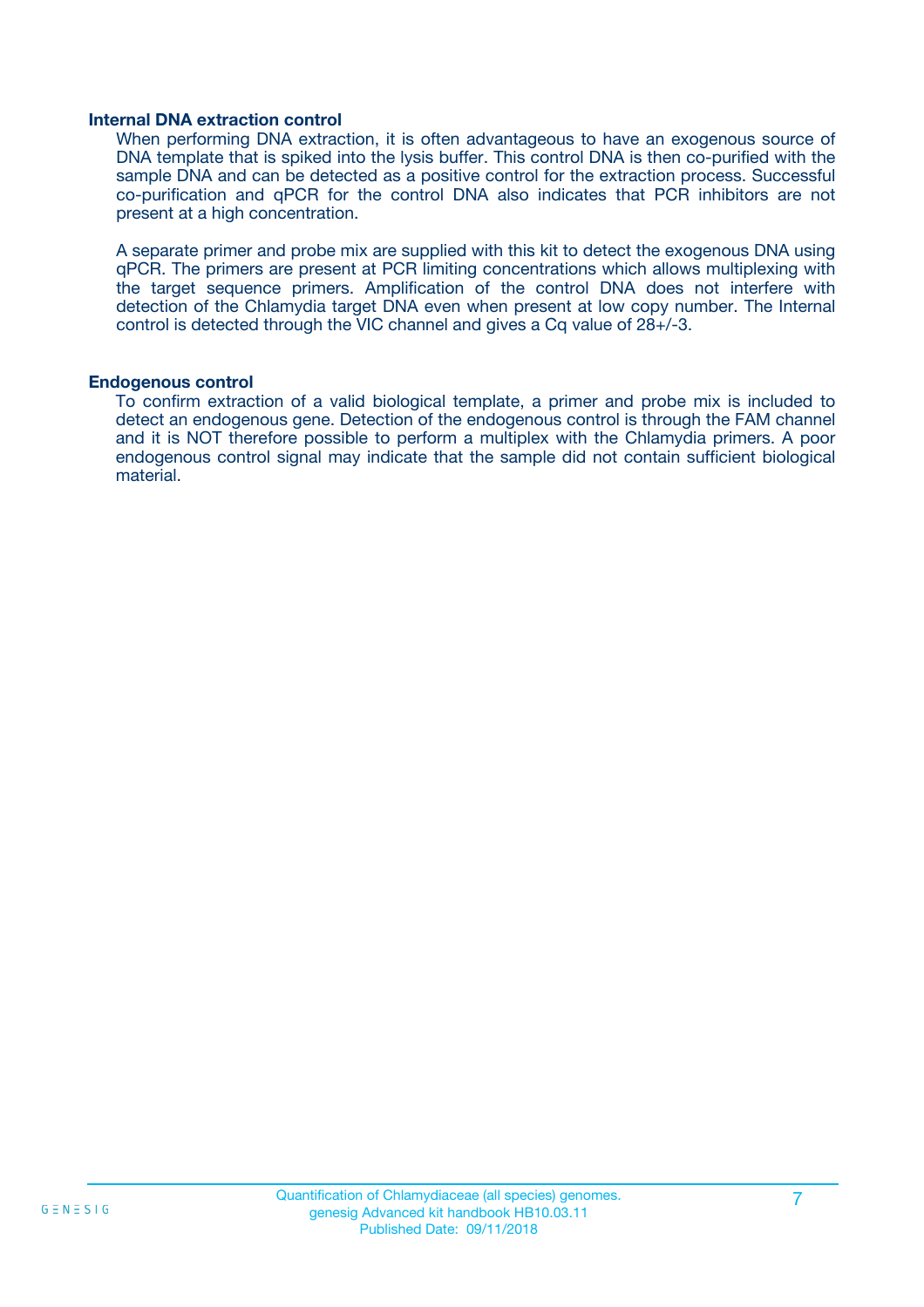### Internal DNA extraction control

When performing DNA extraction, it is often advantageous to have an exogenous source of DNA template that is spiked into the lysis buffer. This control DNA is then co-purified with the sample DNA and can be detected as a positive control for the extraction process. Successful co-purification and qPCR for the control DNA also indicates that PCR inhibitors are not present at a high concentration.

A separate primer and probe mix are supplied with this kit to detect the exogenous DNA using qPCR. The primers are present at PCR limiting concentrations which allows multiplexing with the target sequence primers. Amplification of the control DNA does not interfere with detection of the Chlamydia target DNA even when present at low copy number. The Internal control is detected through the VIC channel and gives a Cq value of 28+/-3.

### Endogenous control

To confirm extraction of a valid biological template, a primer and probe mix is included to detect an endogenous gene. Detection of the endogenous control is through the FAM channel and it is NOT therefore possible to perform a multiplex with the Chlamydia primers. A poor endogenous control signal may indicate that the sample did not contain sufficient biological material.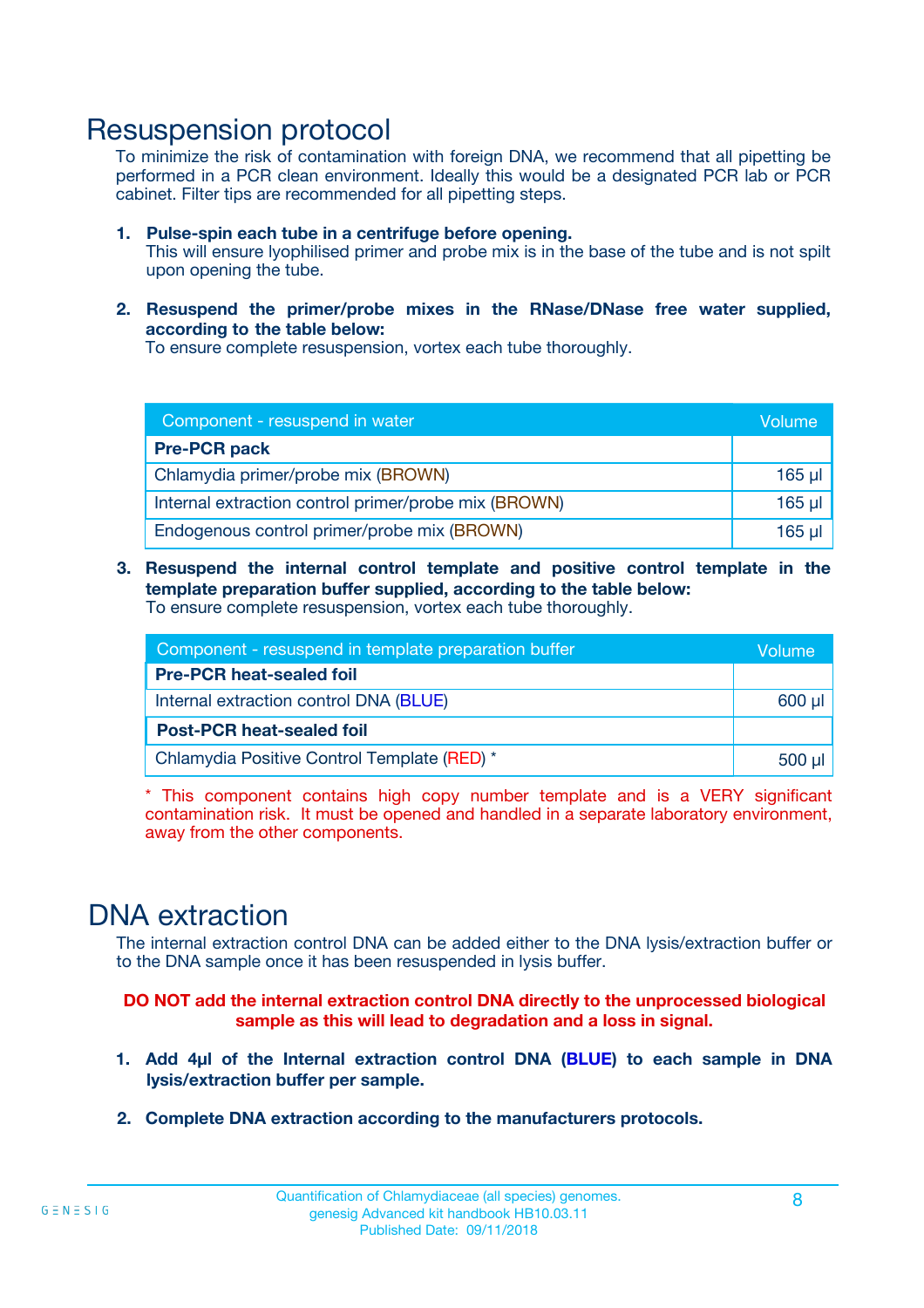# Resuspension protocol

To minimize the risk of contamination with foreign DNA, we recommend that all pipetting be performed in a PCR clean environment. Ideally this would be a designated PCR lab or PCR cabinet. Filter tips are recommended for all pipetting steps.

1. **Pulse-spin each tube in a centrifuge before opening.**
   This will ensure lyophilised primer and probe mix is in the base of the tube and is not spilt upon opening the tube.

2. **Resuspend the primer/probe mixes in the RNase/DNase free water supplied, according to the table below:**
   To ensure complete resuspension, vortex each tube thoroughly.

| Component - resuspend in water | Volume |
|---|---|
| **Pre-PCR pack** | |
| Chlamydia primer/probe mix (BROWN) | 165 µl |
| Internal extraction control primer/probe mix (BROWN) | 165 µl |
| Endogenous control primer/probe mix (BROWN) | 165 µl |

3. **Resuspend the internal control template and positive control template in the template preparation buffer supplied, according to the table below:**
   To ensure complete resuspension, vortex each tube thoroughly.

| Component - resuspend in template preparation buffer | Volume |
|---|---|
| **Pre-PCR heat-sealed foil** | |
| Internal extraction control DNA (BLUE) | 600 µl |
| **Post-PCR heat-sealed foil** | |
| Chlamydia Positive Control Template (RED) * | 500 µl |

* This component contains high copy number template and is a VERY significant contamination risk. It must be opened and handled in a separate laboratory environment, away from the other components.

# DNA extraction

The internal extraction control DNA can be added either to the DNA lysis/extraction buffer or to the DNA sample once it has been resuspended in lysis buffer.

**DO NOT add the internal extraction control DNA directly to the unprocessed biological sample as this will lead to degradation and a loss in signal.**

1. **Add 4µl of the Internal extraction control DNA (BLUE) to each sample in DNA lysis/extraction buffer per sample.**

2. **Complete DNA extraction according to the manufacturers protocols.**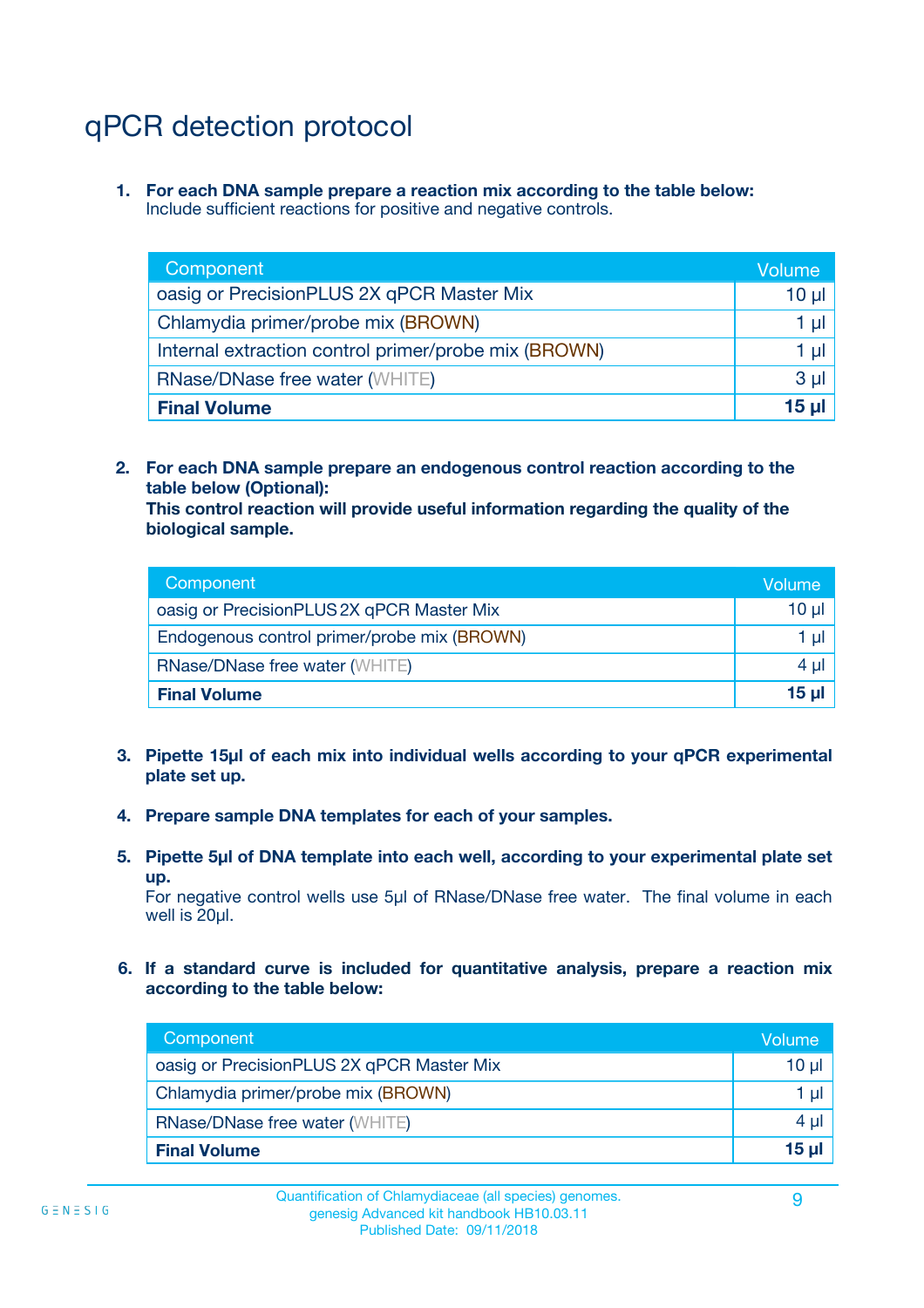# qPCR detection protocol

1. **For each DNA sample prepare a reaction mix according to the table below:**
   Include sufficient reactions for positive and negative controls.

| Component | Volume |
|---|---|
| oasig or PrecisionPLUS 2X qPCR Master Mix | 10 µl |
| Chlamydia primer/probe mix (BROWN) | 1 µl |
| Internal extraction control primer/probe mix (BROWN) | 1 µl |
| RNase/DNase free water (WHITE) | 3 µl |
| **Final Volume** | **15 µl** |

2. **For each DNA sample prepare an endogenous control reaction according to the table below (Optional):**
   **This control reaction will provide useful information regarding the quality of the biological sample.**

| Component | Volume |
|---|---|
| oasig or PrecisionPLUS 2X qPCR Master Mix | 10 µl |
| Endogenous control primer/probe mix (BROWN) | 1 µl |
| RNase/DNase free water (WHITE) | 4 µl |
| **Final Volume** | **15 µl** |

3. **Pipette 15µl of each mix into individual wells according to your qPCR experimental plate set up.**

4. **Prepare sample DNA templates for each of your samples.**

5. **Pipette 5µl of DNA template into each well, according to your experimental plate set up.**
   For negative control wells use 5µl of RNase/DNase free water. The final volume in each well is 20µl.

6. **If a standard curve is included for quantitative analysis, prepare a reaction mix according to the table below:**

| Component | Volume |
|---|---|
| oasig or PrecisionPLUS 2X qPCR Master Mix | 10 µl |
| Chlamydia primer/probe mix (BROWN) | 1 µl |
| RNase/DNase free water (WHITE) | 4 µl |
| **Final Volume** | **15 µl** |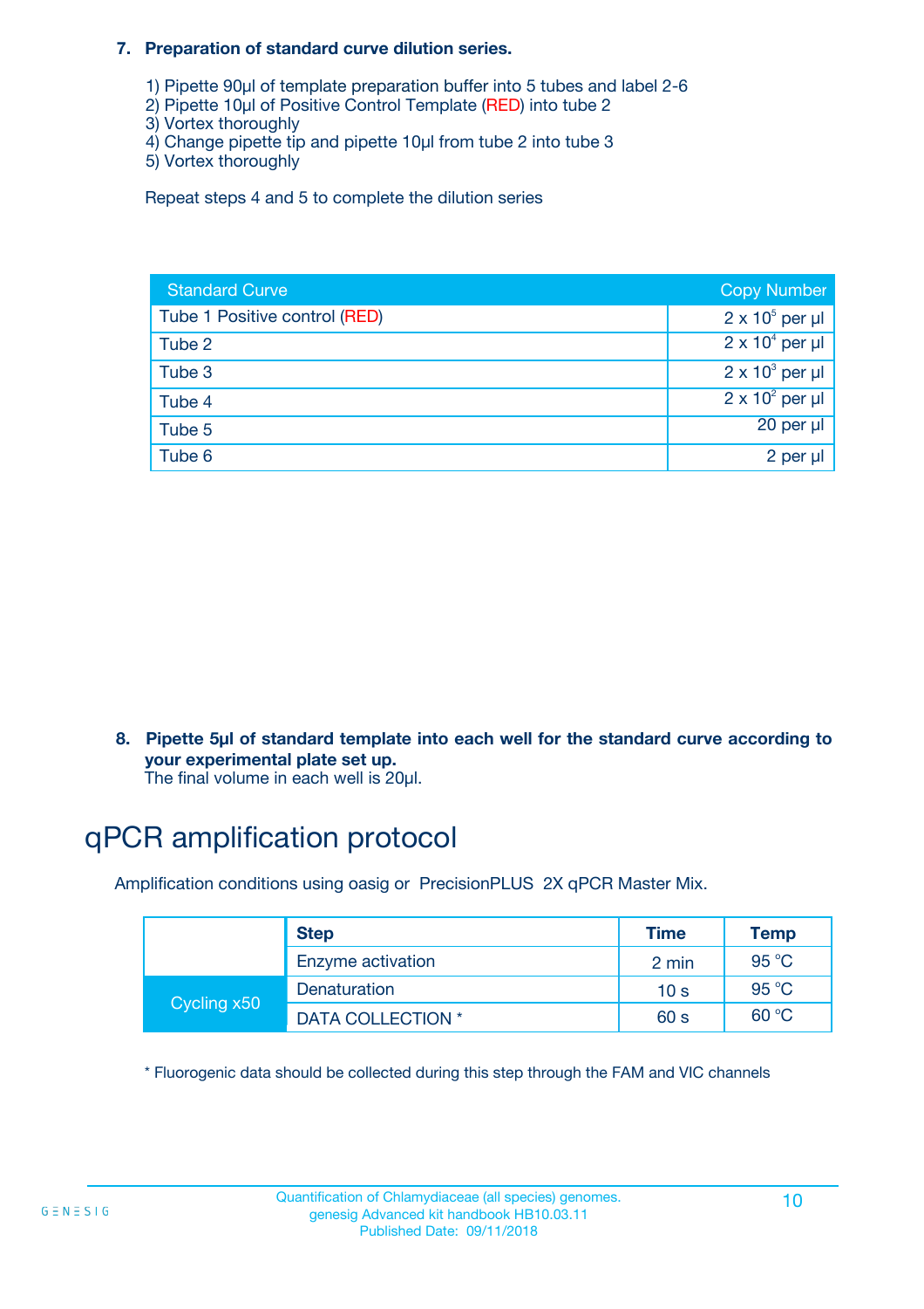7. **Preparation of standard curve dilution series.**

   1) Pipette 90µl of template preparation buffer into 5 tubes and label 2-6
   2) Pipette 10µl of Positive Control Template (RED) into tube 2
   3) Vortex thoroughly
   4) Change pipette tip and pipette 10µl from tube 2 into tube 3
   5) Vortex thoroughly

   Repeat steps 4 and 5 to complete the dilution series

| Standard Curve | Copy Number |
|---|---|
| Tube 1 Positive control (RED) | $2 \times 10^5$ per µl |
| Tube 2 | $2 \times 10^4$ per µl |
| Tube 3 | $2 \times 10^3$ per µl |
| Tube 4 | $2 \times 10^2$ per µl |
| Tube 5 | 20 per µl |
| Tube 6 | 2 per µl |

8. **Pipette 5µl of standard template into each well for the standard curve according to your experimental plate set up.**
   The final volume in each well is 20µl.

# qPCR amplification protocol

Amplification conditions using oasig or PrecisionPLUS 2X qPCR Master Mix.

| | Step | Time | Temp |
|---|---|---|---|
| | Enzyme activation | 2 min | 95 °C |
| Cycling x50 | Denaturation | 10 s | 95 °C |
| | DATA COLLECTION * | 60 s | 60 °C |

* Fluorogenic data should be collected during this step through the FAM and VIC channels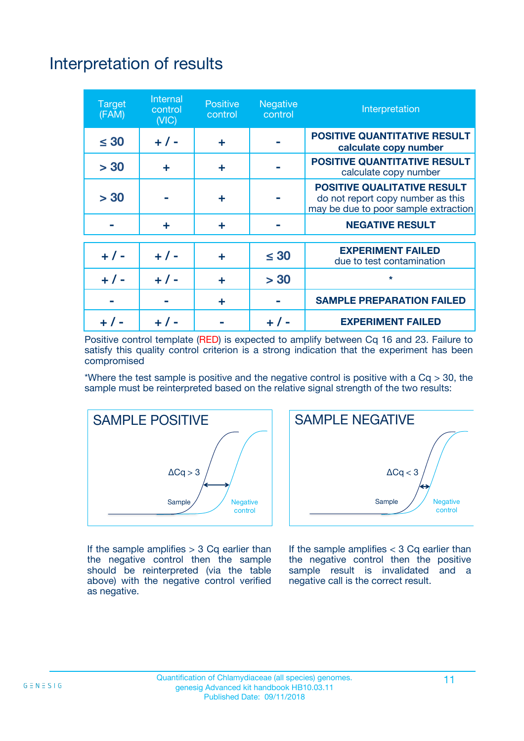# Interpretation of results

| Target (FAM) | Internal control (VIC) | Positive control | Negative control | Interpretation |
|---|---|---|---|---|
| ≤ 30 | + / - | + | - | **POSITIVE QUANTITATIVE RESULT** **calculate copy number** |
| > 30 | + | + | - | **POSITIVE QUANTITATIVE RESULT** calculate copy number |
| > 30 | - | + | - | **POSITIVE QUALITATIVE RESULT** do not report copy number as this may be due to poor sample extraction |
| - | + | + | - | **NEGATIVE RESULT** |
| + / - | + / - | + | ≤ 30 | **EXPERIMENT FAILED** due to test contamination |
| + / - | + / - | + | > 30 | * |
| - | - | + | - | **SAMPLE PREPARATION FAILED** |
| + / - | + / - | - | + / - | **EXPERIMENT FAILED** |

Positive control template (RED) is expected to amplify between Cq 16 and 23. Failure to satisfy this quality control criterion is a strong indication that the experiment has been compromised

*Where the test sample is positive and the negative control is positive with a Cq > 30, the sample must be reinterpreted based on the relative signal strength of the two results:

SAMPLE POSITIVE

ΔCq > 3

Sample

Negative control

If the sample amplifies > 3 Cq earlier than the negative control then the sample should be reinterpreted (via the table above) with the negative control verified as negative.

SAMPLE NEGATIVE

ΔCq < 3

Sample

Negative control

If the sample amplifies < 3 Cq earlier than the negative control then the positive sample result is invalidated and a negative call is the correct result.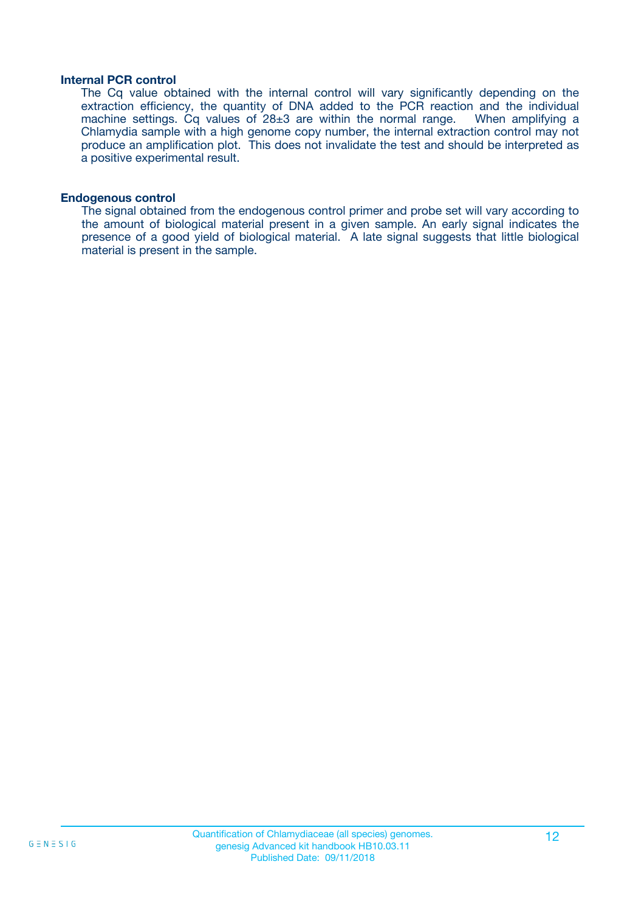### Internal PCR control

The Cq value obtained with the internal control will vary significantly depending on the extraction efficiency, the quantity of DNA added to the PCR reaction and the individual machine settings. Cq values of 28±3 are within the normal range. When amplifying a Chlamydia sample with a high genome copy number, the internal extraction control may not produce an amplification plot. This does not invalidate the test and should be interpreted as a positive experimental result.

### Endogenous control

The signal obtained from the endogenous control primer and probe set will vary according to the amount of biological material present in a given sample. An early signal indicates the presence of a good yield of biological material. A late signal suggests that little biological material is present in the sample.